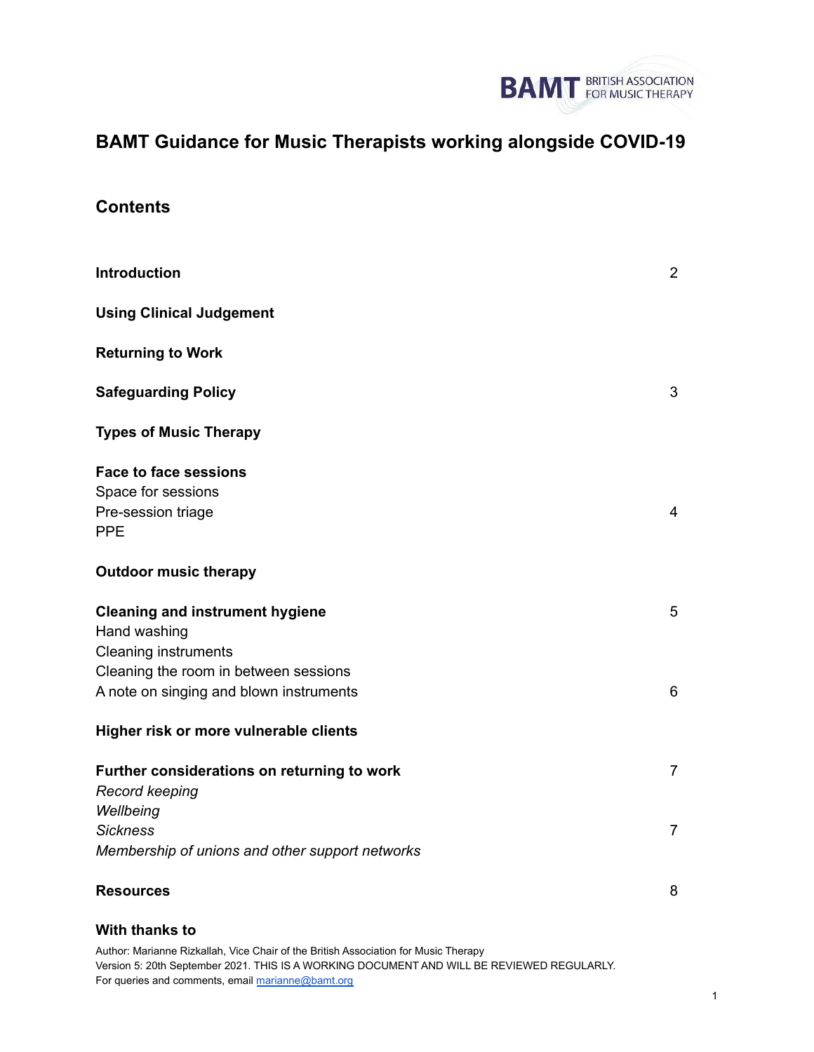BAMT BRITISH ASSOCIATION FOR MUSIC THERAPY

# BAMT Guidance for Music Therapists working alongside COVID-19

## Contents

| | |
|---|---|
| **Introduction** | 2 |
| **Using Clinical Judgement** | |
| **Returning to Work** | |
| **Safeguarding Policy** | 3 |
| **Types of Music Therapy** | |
| **Face to face sessions** | |
| Space for sessions | |
| Pre-session triage | 4 |
| PPE | |
| **Outdoor music therapy** | |
| **Cleaning and instrument hygiene** | 5 |
| Hand washing | |
| Cleaning instruments | |
| Cleaning the room in between sessions | |
| A note on singing and blown instruments | 6 |
| **Higher risk or more vulnerable clients** | |
| **Further considerations on returning to work** | 7 |
| *Record keeping* | |
| *Wellbeing* | |
| *Sickness* | 7 |
| *Membership of unions and other support networks* | |
| **Resources** | 8 |
| **With thanks to** | |

Author: Marianne Rizkallah, Vice Chair of the British Association for Music Therapy
Version 5: 20th September 2021. THIS IS A WORKING DOCUMENT AND WILL BE REVIEWED REGULARLY.
For queries and comments, email marianne@bamt.org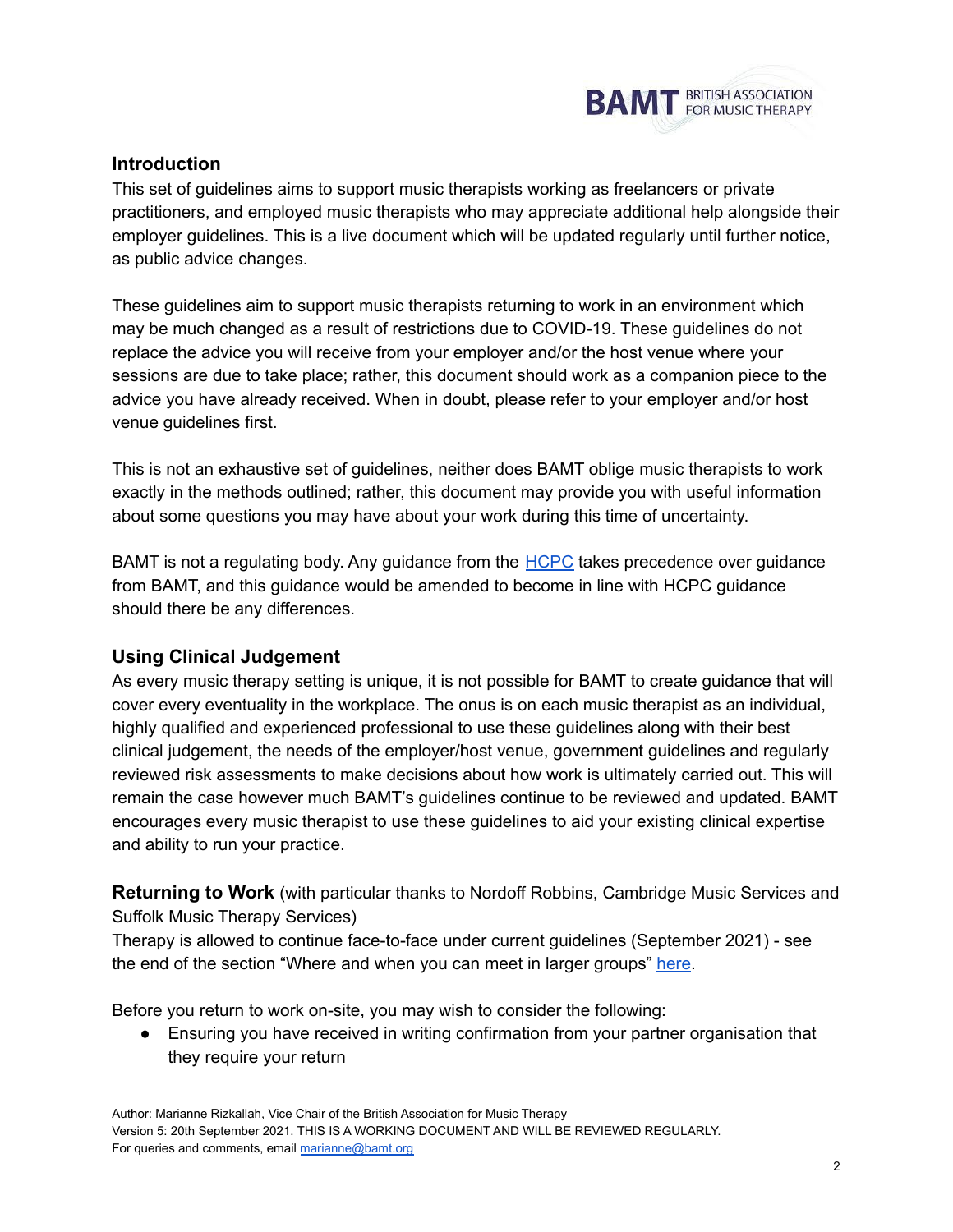## Introduction

This set of guidelines aims to support music therapists working as freelancers or private practitioners, and employed music therapists who may appreciate additional help alongside their employer guidelines. This is a live document which will be updated regularly until further notice, as public advice changes.

These guidelines aim to support music therapists returning to work in an environment which may be much changed as a result of restrictions due to COVID-19. These guidelines do not replace the advice you will receive from your employer and/or the host venue where your sessions are due to take place; rather, this document should work as a companion piece to the advice you have already received. When in doubt, please refer to your employer and/or host venue guidelines first.

This is not an exhaustive set of guidelines, neither does BAMT oblige music therapists to work exactly in the methods outlined; rather, this document may provide you with useful information about some questions you may have about your work during this time of uncertainty.

BAMT is not a regulating body. Any guidance from the [HCPC]() takes precedence over guidance from BAMT, and this guidance would be amended to become in line with HCPC guidance should there be any differences.

## Using Clinical Judgement

As every music therapy setting is unique, it is not possible for BAMT to create guidance that will cover every eventuality in the workplace. The onus is on each music therapist as an individual, highly qualified and experienced professional to use these guidelines along with their best clinical judgement, the needs of the employer/host venue, government guidelines and regularly reviewed risk assessments to make decisions about how work is ultimately carried out. This will remain the case however much BAMT's guidelines continue to be reviewed and updated. BAMT encourages every music therapist to use these guidelines to aid your existing clinical expertise and ability to run your practice.

**Returning to Work** (with particular thanks to Nordoff Robbins, Cambridge Music Services and Suffolk Music Therapy Services)

Therapy is allowed to continue face-to-face under current guidelines (September 2021) - see the end of the section "Where and when you can meet in larger groups" [here]().

Before you return to work on-site, you may wish to consider the following:

- Ensuring you have received in writing confirmation from your partner organisation that they require your return

Author: Marianne Rizkallah, Vice Chair of the British Association for Music Therapy
Version 5: 20th September 2021. THIS IS A WORKING DOCUMENT AND WILL BE REVIEWED REGULARLY.
For queries and comments, email marianne@bamt.org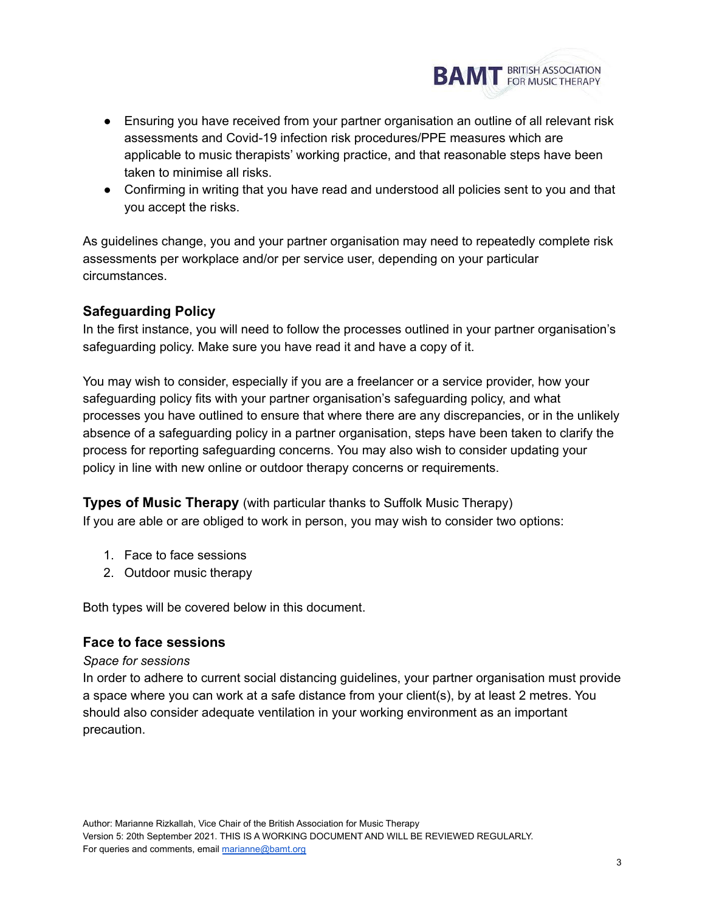- Ensuring you have received from your partner organisation an outline of all relevant risk assessments and Covid-19 infection risk procedures/PPE measures which are applicable to music therapists' working practice, and that reasonable steps have been taken to minimise all risks.
- Confirming in writing that you have read and understood all policies sent to you and that you accept the risks.

As guidelines change, you and your partner organisation may need to repeatedly complete risk assessments per workplace and/or per service user, depending on your particular circumstances.

### Safeguarding Policy

In the first instance, you will need to follow the processes outlined in your partner organisation's safeguarding policy. Make sure you have read it and have a copy of it.

You may wish to consider, especially if you are a freelancer or a service provider, how your safeguarding policy fits with your partner organisation's safeguarding policy, and what processes you have outlined to ensure that where there are any discrepancies, or in the unlikely absence of a safeguarding policy in a partner organisation, steps have been taken to clarify the process for reporting safeguarding concerns. You may also wish to consider updating your policy in line with new online or outdoor therapy concerns or requirements.

### Types of Music Therapy (with particular thanks to Suffolk Music Therapy)

If you are able or are obliged to work in person, you may wish to consider two options:

1. Face to face sessions
2. Outdoor music therapy

Both types will be covered below in this document.

### Face to face sessions

*Space for sessions*

In order to adhere to current social distancing guidelines, your partner organisation must provide a space where you can work at a safe distance from your client(s), by at least 2 metres. You should also consider adequate ventilation in your working environment as an important precaution.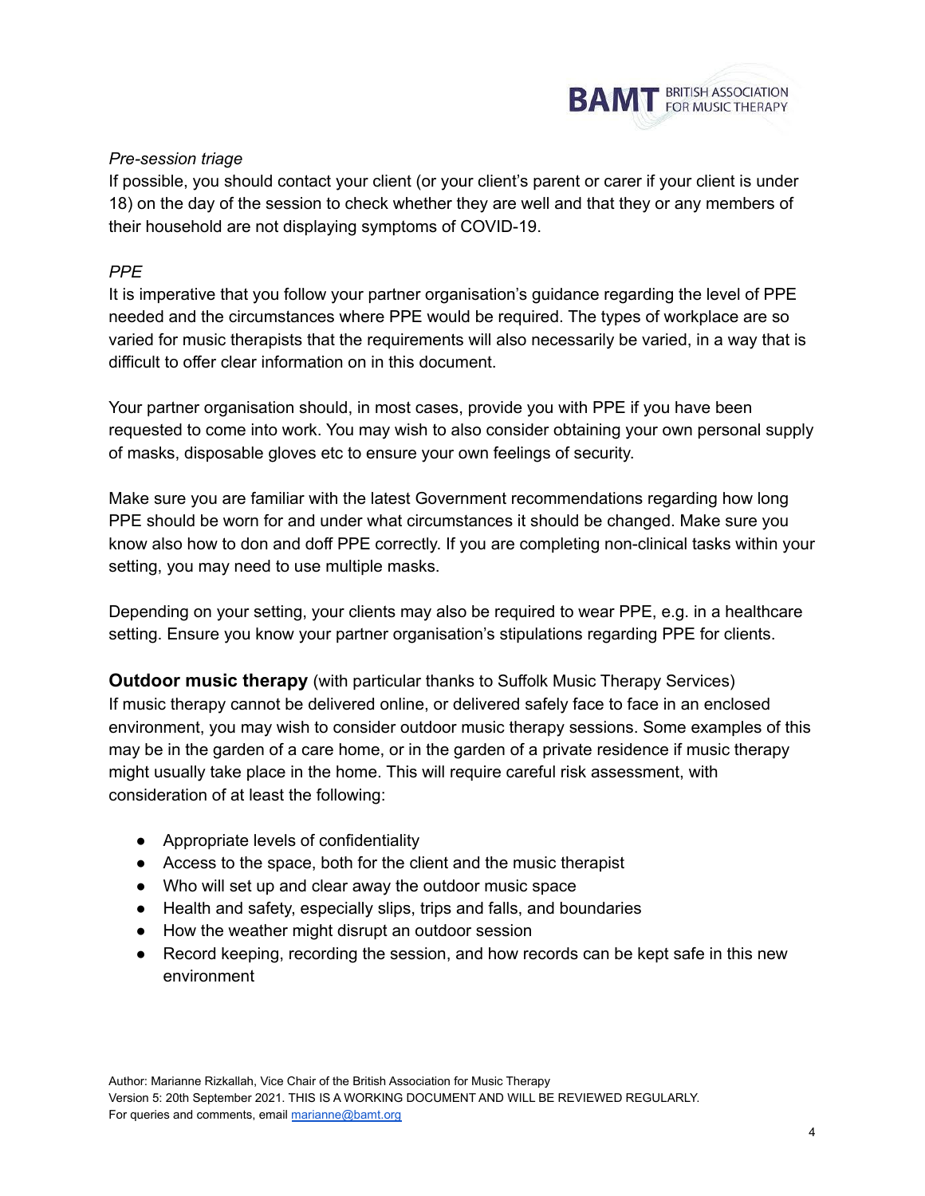*Pre-session triage*

If possible, you should contact your client (or your client's parent or carer if your client is under 18) on the day of the session to check whether they are well and that they or any members of their household are not displaying symptoms of COVID-19.

*PPE*

It is imperative that you follow your partner organisation's guidance regarding the level of PPE needed and the circumstances where PPE would be required. The types of workplace are so varied for music therapists that the requirements will also necessarily be varied, in a way that is difficult to offer clear information on in this document.

Your partner organisation should, in most cases, provide you with PPE if you have been requested to come into work. You may wish to also consider obtaining your own personal supply of masks, disposable gloves etc to ensure your own feelings of security.

Make sure you are familiar with the latest Government recommendations regarding how long PPE should be worn for and under what circumstances it should be changed. Make sure you know also how to don and doff PPE correctly. If you are completing non-clinical tasks within your setting, you may need to use multiple masks.

Depending on your setting, your clients may also be required to wear PPE, e.g. in a healthcare setting. Ensure you know your partner organisation's stipulations regarding PPE for clients.

**Outdoor music therapy** (with particular thanks to Suffolk Music Therapy Services)

If music therapy cannot be delivered online, or delivered safely face to face in an enclosed environment, you may wish to consider outdoor music therapy sessions. Some examples of this may be in the garden of a care home, or in the garden of a private residence if music therapy might usually take place in the home. This will require careful risk assessment, with consideration of at least the following:

- Appropriate levels of confidentiality
- Access to the space, both for the client and the music therapist
- Who will set up and clear away the outdoor music space
- Health and safety, especially slips, trips and falls, and boundaries
- How the weather might disrupt an outdoor session
- Record keeping, recording the session, and how records can be kept safe in this new environment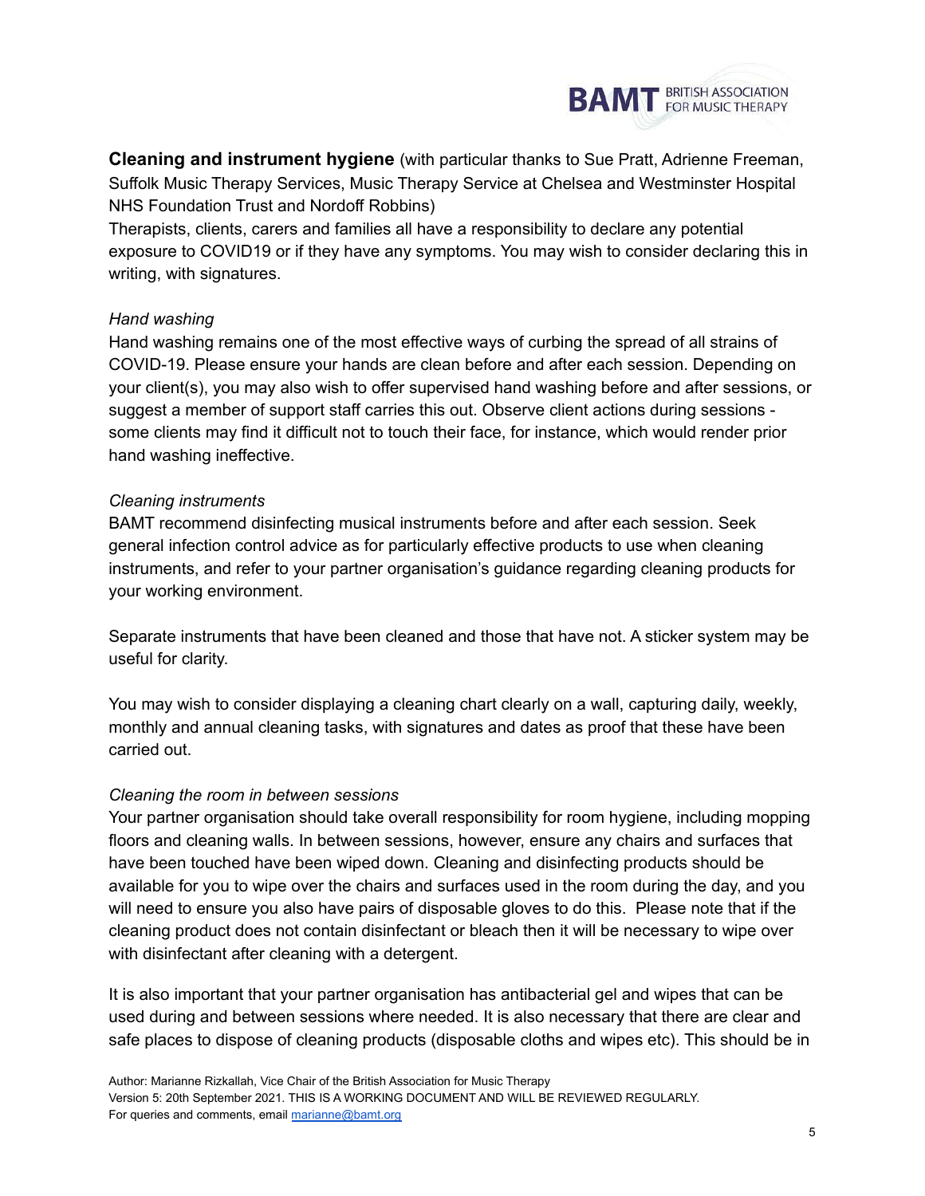**Cleaning and instrument hygiene** (with particular thanks to Sue Pratt, Adrienne Freeman, Suffolk Music Therapy Services, Music Therapy Service at Chelsea and Westminster Hospital NHS Foundation Trust and Nordoff Robbins)

Therapists, clients, carers and families all have a responsibility to declare any potential exposure to COVID19 or if they have any symptoms. You may wish to consider declaring this in writing, with signatures.

*Hand washing*

Hand washing remains one of the most effective ways of curbing the spread of all strains of COVID-19. Please ensure your hands are clean before and after each session. Depending on your client(s), you may also wish to offer supervised hand washing before and after sessions, or suggest a member of support staff carries this out. Observe client actions during sessions - some clients may find it difficult not to touch their face, for instance, which would render prior hand washing ineffective.

*Cleaning instruments*

BAMT recommend disinfecting musical instruments before and after each session. Seek general infection control advice as for particularly effective products to use when cleaning instruments, and refer to your partner organisation's guidance regarding cleaning products for your working environment.

Separate instruments that have been cleaned and those that have not. A sticker system may be useful for clarity.

You may wish to consider displaying a cleaning chart clearly on a wall, capturing daily, weekly, monthly and annual cleaning tasks, with signatures and dates as proof that these have been carried out.

*Cleaning the room in between sessions*

Your partner organisation should take overall responsibility for room hygiene, including mopping floors and cleaning walls. In between sessions, however, ensure any chairs and surfaces that have been touched have been wiped down. Cleaning and disinfecting products should be available for you to wipe over the chairs and surfaces used in the room during the day, and you will need to ensure you also have pairs of disposable gloves to do this. Please note that if the cleaning product does not contain disinfectant or bleach then it will be necessary to wipe over with disinfectant after cleaning with a detergent.

It is also important that your partner organisation has antibacterial gel and wipes that can be used during and between sessions where needed. It is also necessary that there are clear and safe places to dispose of cleaning products (disposable cloths and wipes etc). This should be in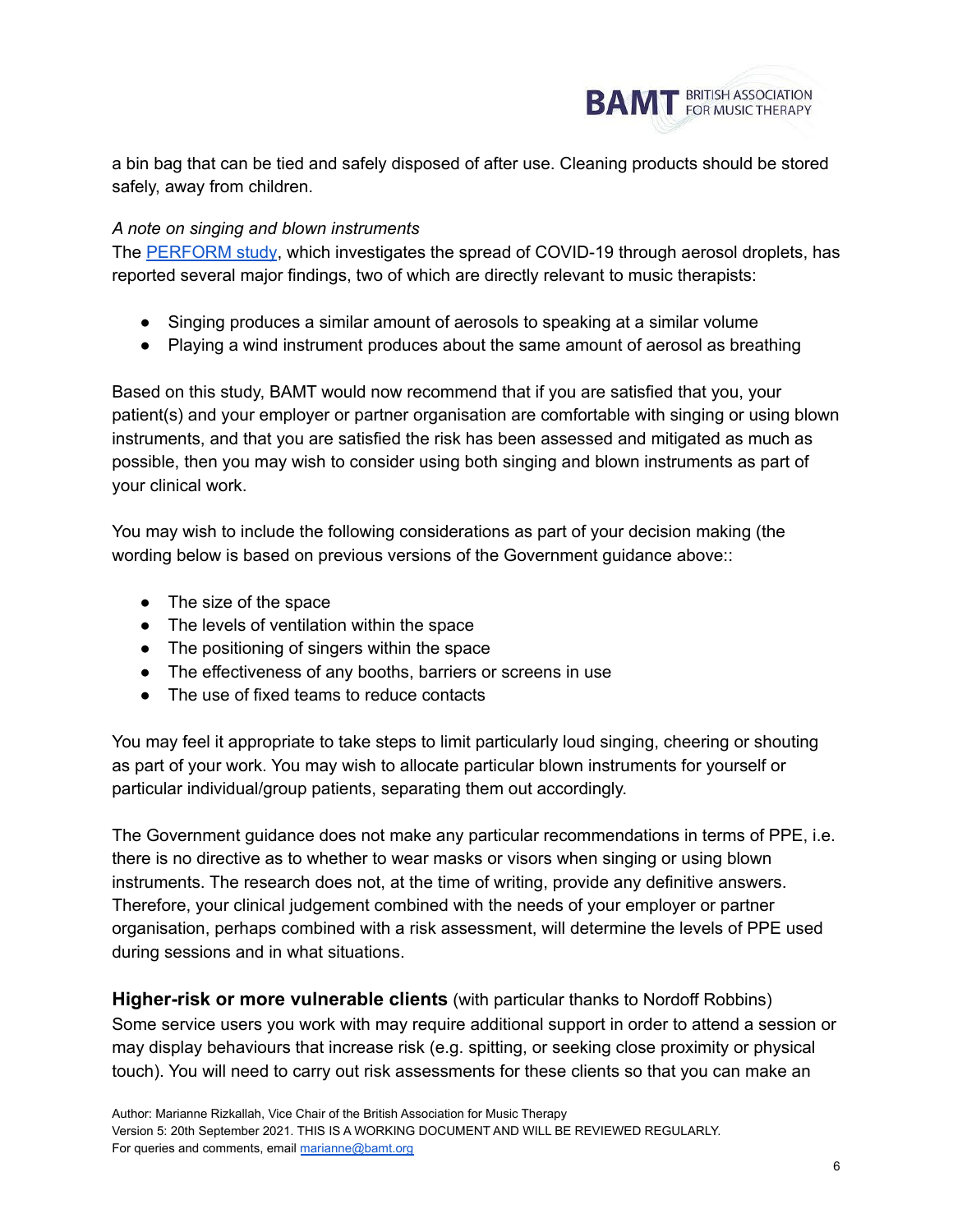a bin bag that can be tied and safely disposed of after use. Cleaning products should be stored safely, away from children.

*A note on singing and blown instruments*

The PERFORM study, which investigates the spread of COVID-19 through aerosol droplets, has reported several major findings, two of which are directly relevant to music therapists:

- Singing produces a similar amount of aerosols to speaking at a similar volume
- Playing a wind instrument produces about the same amount of aerosol as breathing

Based on this study, BAMT would now recommend that if you are satisfied that you, your patient(s) and your employer or partner organisation are comfortable with singing or using blown instruments, and that you are satisfied the risk has been assessed and mitigated as much as possible, then you may wish to consider using both singing and blown instruments as part of your clinical work.

You may wish to include the following considerations as part of your decision making (the wording below is based on previous versions of the Government guidance above::

- The size of the space
- The levels of ventilation within the space
- The positioning of singers within the space
- The effectiveness of any booths, barriers or screens in use
- The use of fixed teams to reduce contacts

You may feel it appropriate to take steps to limit particularly loud singing, cheering or shouting as part of your work. You may wish to allocate particular blown instruments for yourself or particular individual/group patients, separating them out accordingly.

The Government guidance does not make any particular recommendations in terms of PPE, i.e. there is no directive as to whether to wear masks or visors when singing or using blown instruments. The research does not, at the time of writing, provide any definitive answers. Therefore, your clinical judgement combined with the needs of your employer or partner organisation, perhaps combined with a risk assessment, will determine the levels of PPE used during sessions and in what situations.

**Higher-risk or more vulnerable clients** (with particular thanks to Nordoff Robbins)

Some service users you work with may require additional support in order to attend a session or may display behaviours that increase risk (e.g. spitting, or seeking close proximity or physical touch). You will need to carry out risk assessments for these clients so that you can make an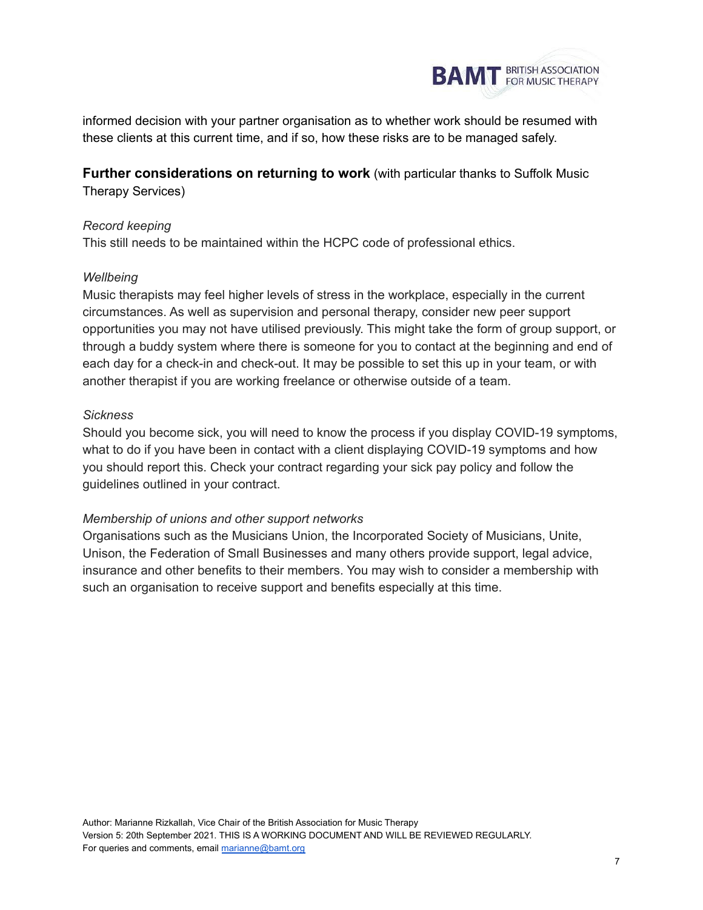informed decision with your partner organisation as to whether work should be resumed with these clients at this current time, and if so, how these risks are to be managed safely.

**Further considerations on returning to work** (with particular thanks to Suffolk Music Therapy Services)

*Record keeping*

This still needs to be maintained within the HCPC code of professional ethics.

*Wellbeing*

Music therapists may feel higher levels of stress in the workplace, especially in the current circumstances. As well as supervision and personal therapy, consider new peer support opportunities you may not have utilised previously. This might take the form of group support, or through a buddy system where there is someone for you to contact at the beginning and end of each day for a check-in and check-out. It may be possible to set this up in your team, or with another therapist if you are working freelance or otherwise outside of a team.

*Sickness*

Should you become sick, you will need to know the process if you display COVID-19 symptoms, what to do if you have been in contact with a client displaying COVID-19 symptoms and how you should report this. Check your contract regarding your sick pay policy and follow the guidelines outlined in your contract.

*Membership of unions and other support networks*

Organisations such as the Musicians Union, the Incorporated Society of Musicians, Unite, Unison, the Federation of Small Businesses and many others provide support, legal advice, insurance and other benefits to their members. You may wish to consider a membership with such an organisation to receive support and benefits especially at this time.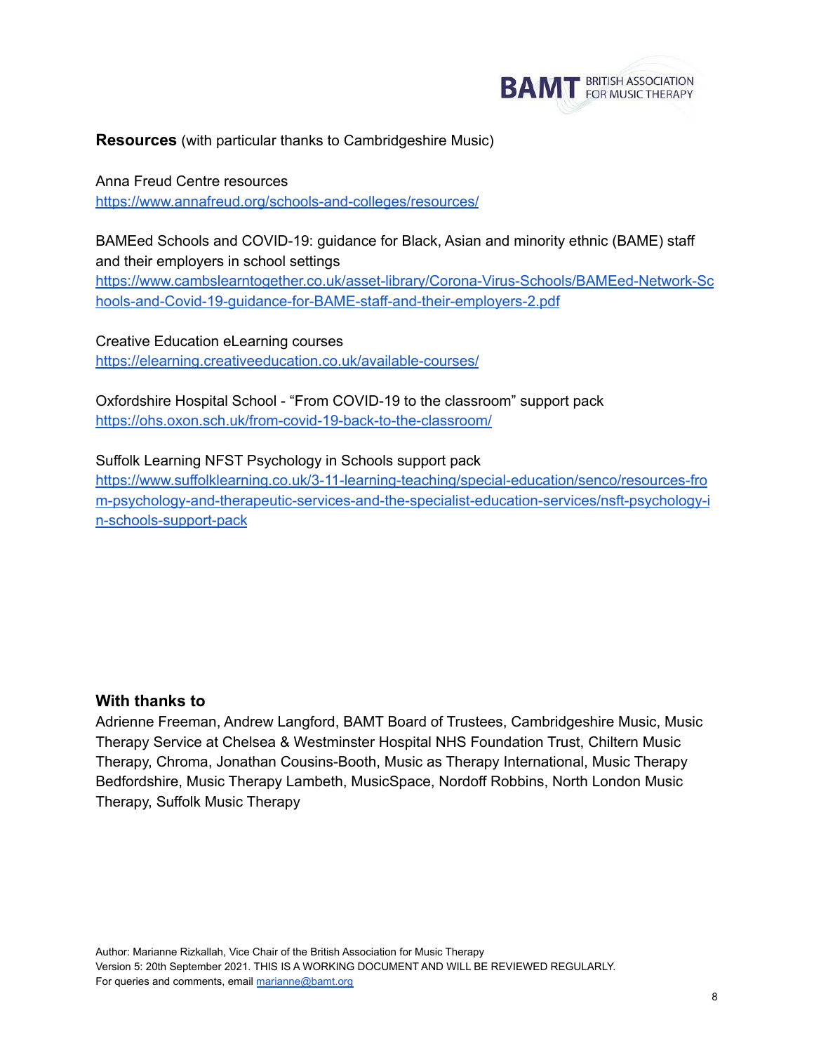**Resources** (with particular thanks to Cambridgeshire Music)

Anna Freud Centre resources
https://www.annafreud.org/schools-and-colleges/resources/

BAMEed Schools and COVID-19: guidance for Black, Asian and minority ethnic (BAME) staff and their employers in school settings
https://www.cambslearntogether.co.uk/asset-library/Corona-Virus-Schools/BAMEed-Network-Schools-and-Covid-19-guidance-for-BAME-staff-and-their-employers-2.pdf

Creative Education eLearning courses
https://elearning.creativeeducation.co.uk/available-courses/

Oxfordshire Hospital School - "From COVID-19 to the classroom" support pack
https://ohs.oxon.sch.uk/from-covid-19-back-to-the-classroom/

Suffolk Learning NFST Psychology in Schools support pack
https://www.suffolklearning.co.uk/3-11-learning-teaching/special-education/senco/resources-from-psychology-and-therapeutic-services-and-the-specialist-education-services/nsft-psychology-in-schools-support-pack

## With thanks to

Adrienne Freeman, Andrew Langford, BAMT Board of Trustees, Cambridgeshire Music, Music Therapy Service at Chelsea & Westminster Hospital NHS Foundation Trust, Chiltern Music Therapy, Chroma, Jonathan Cousins-Booth, Music as Therapy International, Music Therapy Bedfordshire, Music Therapy Lambeth, MusicSpace, Nordoff Robbins, North London Music Therapy, Suffolk Music Therapy

Author: Marianne Rizkallah, Vice Chair of the British Association for Music Therapy
Version 5: 20th September 2021. THIS IS A WORKING DOCUMENT AND WILL BE REVIEWED REGULARLY.
For queries and comments, email marianne@bamt.org